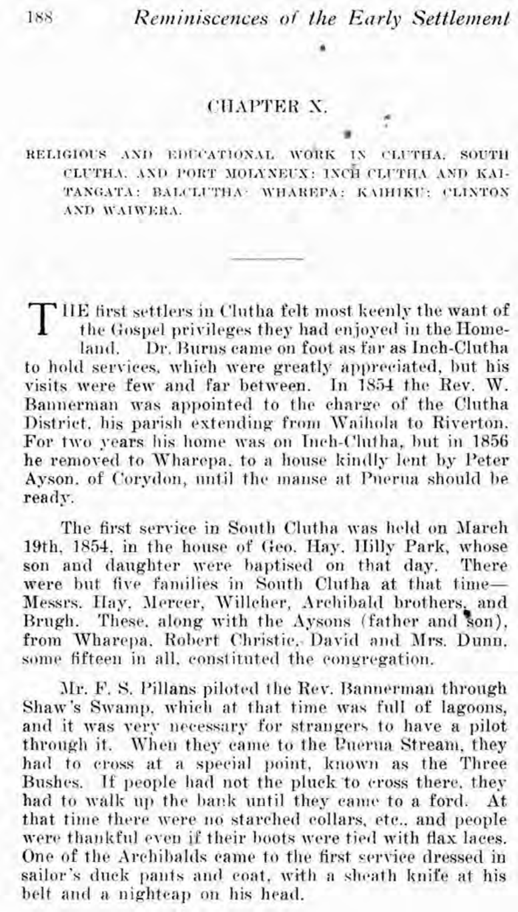# CHAPTER X.

RELIGIOUS AND EDUCATIONAL WORK IN CLUTHA, SOUTH CLUTHA, AND PORT MOLYNEUX: INCH CLUTHA AND KAITANGATA: BALCLUTHA: WHAREPA: KAIHIKU: CLINTON AND WAIWERA.

---

THE first settlers in Clutha felt most keenly the want of the Gospel privileges they had enjoyed in the Homeland. Dr. Burns came on foot as far as Inch-Clutha to hold services, which were greatly appreciated, but his visits were few and far between. In 1854 the Rev. W. Bannerman was appointed to the charge of the Clutha District, his parish extending from Waihola to Riverton. For two years his home was on Inch-Clutha, but in 1856 he removed to Wharepa, to a house kindly lent by Peter Ayson, of Corydon, until the manse at Puerua should be ready.

The first service in South Clutha was held on March 19th, 1854, in the house of Geo. Hay, Hilly Park, whose son and daughter were baptised on that day. There were but five families in South Clutha at that time—Messrs. Hay, Mercer, Willcher, Archibald brothers, and Brugh. These, along with the Aysons (father and son), from Wharepa, Robert Christie, David and Mrs. Dunn, some fifteen in all, constituted the congregation.

Mr. F. S. Pillans piloted the Rev. Bannerman through Shaw's Swamp, which at that time was full of lagoons, and it was very necessary for strangers to have a pilot through it. When they came to the Puerua Stream, they had to cross at a special point, known as the Three Bushes. If people had not the pluck to cross there, they had to walk up the bank until they came to a ford. At that time there were no starched collars, etc., and people were thankful even if their boots were tied with flax laces. One of the Archibalds came to the first service dressed in sailor's duck pants and coat, with a sheath knife at his belt and a nightcap on his head.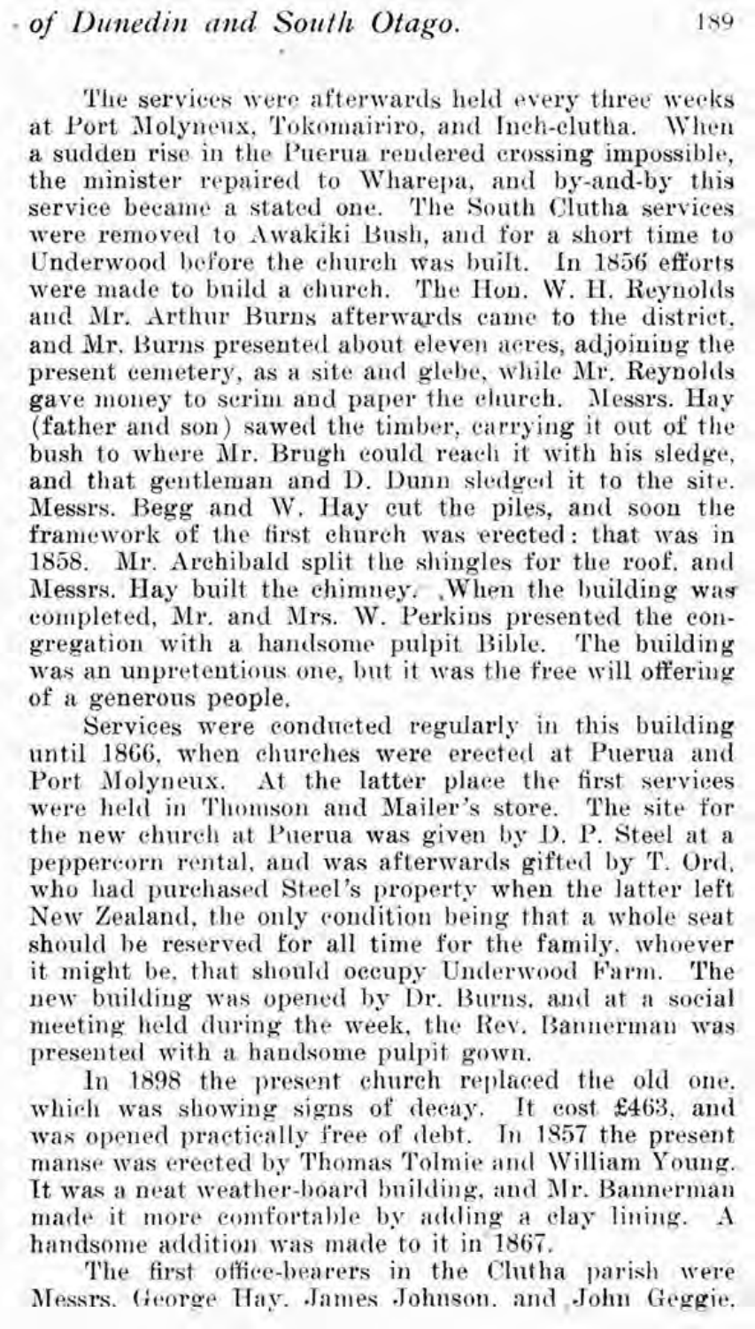The services were afterwards held every three weeks at Port Molyneux, Tokomairiro, and Inch-clutha. When a sudden rise in the Puerua rendered crossing impossible, the minister repaired to Wharepa, and by-and-by this service became a stated one. The South Clutha services were removed to Awakiki Bush, and for a short time to Underwood before the church was built. In 1856 efforts were made to build a church. The Hon. W. H. Reynolds and Mr. Arthur Burns afterwards came to the district, and Mr. Burns presented about eleven acres, adjoining the present cemetery, as a site and glebe, while Mr. Reynolds gave money to scrim and paper the church. Messrs. Hay (father and son) sawed the timber, carrying it out of the bush to where Mr. Brugh could reach it with his sledge, and that gentleman and D. Dunn sledged it to the site. Messrs. Begg and W. Hay cut the piles, and soon the framework of the first church was erected: that was in 1858. Mr. Archibald split the shingles for the roof, and Messrs. Hay built the chimney. When the building was completed, Mr. and Mrs. W. Perkins presented the congregation with a handsome pulpit Bible. The building was an unpretentious one, but it was the free will offering of a generous people.

Services were conducted regularly in this building until 1866, when churches were erected at Puerua and Port Molyneux. At the latter place the first services were held in Thomson and Mailer's store. The site for the new church at Puerua was given by D. P. Steel at a peppercorn rental, and was afterwards gifted by T. Ord, who had purchased Steel's property when the latter left New Zealand, the only condition being that a whole seat should be reserved for all time for the family, whoever it might be, that should occupy Underwood Farm. The new building was opened by Dr. Burns, and at a social meeting held during the week, the Rev. Bannerman was presented with a handsome pulpit gown.

In 1898 the present church replaced the old one, which was showing signs of decay. It cost £463, and was opened practically free of debt. In 1857 the present manse was erected by Thomas Tolmie and William Young. It was a neat weather-board building, and Mr. Bannerman made it more comfortable by adding a clay lining. A handsome addition was made to it in 1867.

The first office-bearers in the Clutha parish were Messrs. George Hay, James Johnson, and John Geggie.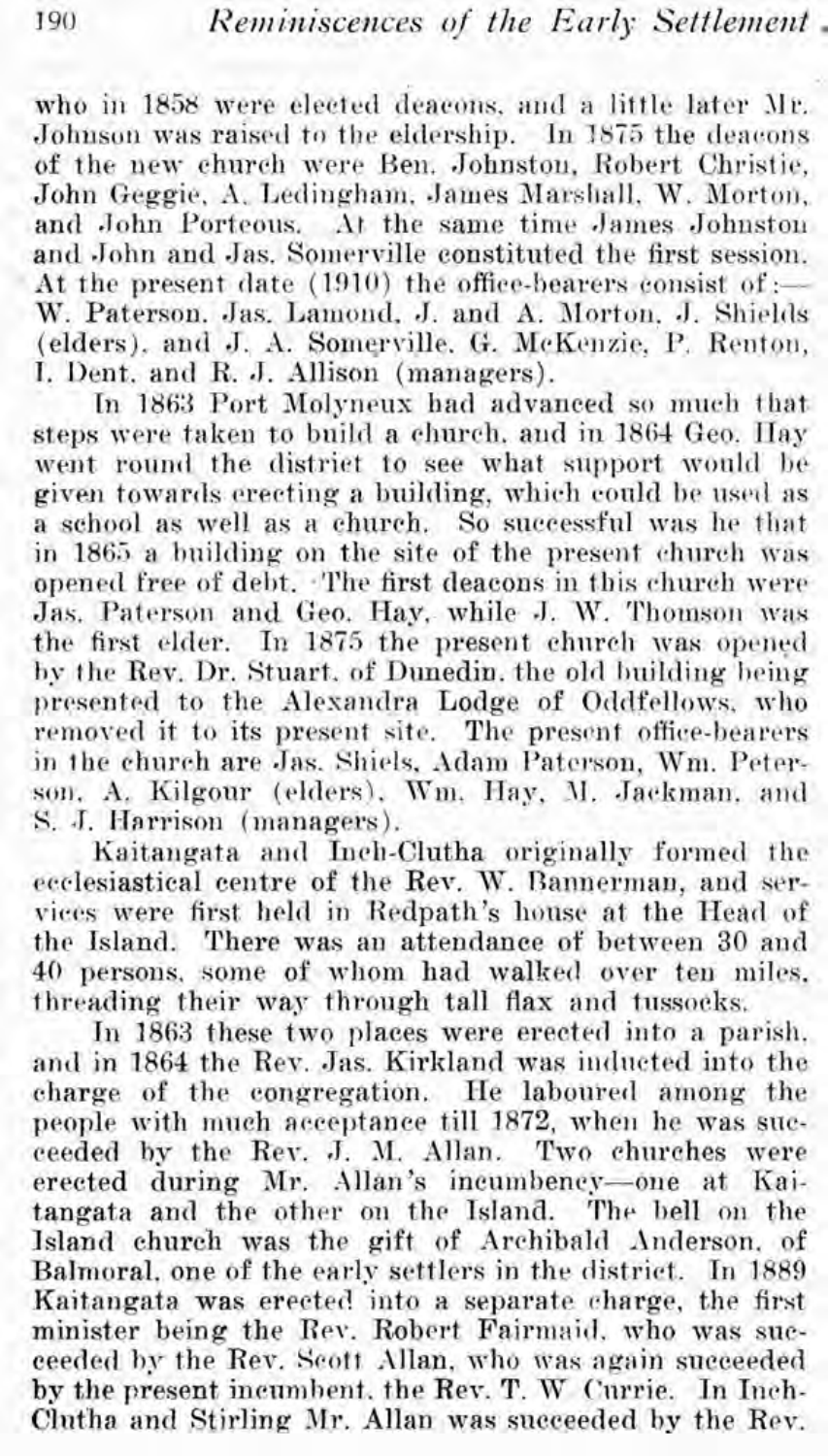who in 1858 were elected deacons, and a little later Mr. Johnson was raised to the eldership. In 1875 the deacons of the new church were Ben. Johnston, Robert Christie, John Geggie, A. Ledingham, James Marshall, W. Morton, and John Porteous. At the same time James Johnston and John and Jas. Somerville constituted the first session. At the present date (1910) the office-bearers consist of:— W. Paterson, Jas. Lamond, J. and A. Morton, J. Shields (elders), and J. A. Somerville, G. McKenzie, P. Renton, I. Dent, and R. J. Allison (managers).

In 1863 Port Molyneux had advanced so much that steps were taken to build a church, and in 1864 Geo. Hay went round the district to see what support would be given towards erecting a building, which could be used as a school as well as a church. So successful was he that in 1865 a building on the site of the present church was opened free of debt. The first deacons in this church were Jas. Paterson and Geo. Hay, while J. W. Thomson was the first elder. In 1875 the present church was opened by the Rev. Dr. Stuart, of Dunedin, the old building being presented to the Alexandra Lodge of Oddfellows, who removed it to its present site. The present office-bearers in the church are Jas. Shiels, Adam Paterson, Wm. Peterson, A. Kilgour (elders), Wm. Hay, M. Jackman, and S. J. Harrison (managers).

Kaitangata and Inch-Clutha originally formed the ecclesiastical centre of the Rev. W. Bannerman, and services were first held in Redpath's house at the Head of the Island. There was an attendance of between 30 and 40 persons, some of whom had walked over ten miles, threading their way through tall flax and tussocks.

In 1863 these two places were erected into a parish, and in 1864 the Rev. Jas. Kirkland was inducted into the charge of the congregation. He laboured among the people with much acceptance till 1872, when he was succeeded by the Rev. J. M. Allan. Two churches were erected during Mr. Allan's incumbency—one at Kaitangata and the other on the Island. The bell on the Island church was the gift of Archibald Anderson, of Balmoral, one of the early settlers in the district. In 1889 Kaitangata was erected into a separate charge, the first minister being the Rev. Robert Fairmaid, who was succeeded by the Rev. Scott Allan, who was again succeeded by the present incumbent, the Rev. T. W Currie. In Inch-Clutha and Stirling Mr. Allan was succeeded by the Rev.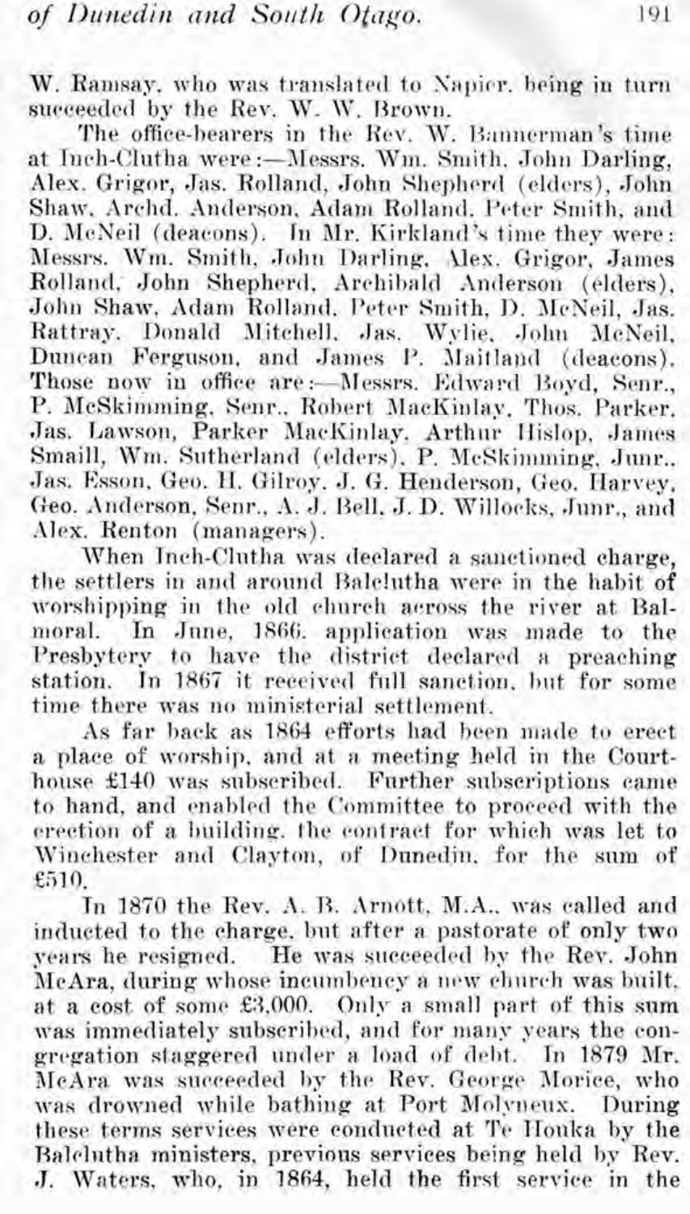W. Ramsay, who was translated to Napier, being in turn succeeded by the Rev. W. W. Brown.

The office-bearers in the Rev. W. Bannerman's time at Inch-Clutha were:—Messrs. Wm. Smith, John Darling, Alex. Grigor, Jas. Rolland, John Shepherd (elders), John Shaw, Archd. Anderson, Adam Rolland, Peter Smith, and D. McNeil (deacons). In Mr. Kirkland's time they were: Messrs. Wm. Smith, John Darling, Alex. Grigor, James Rolland, John Shepherd, Archibald Anderson (elders), John Shaw, Adam Rolland, Peter Smith, D. McNeil, Jas. Rattray, Donald Mitchell, Jas. Wylie, John McNeil, Duncan Ferguson, and James P. Maitland (deacons). Those now in office are:—Messrs. Edward Boyd, Senr., P. McSkimming, Senr., Robert MacKinlay, Thos. Parker, Jas. Lawson, Parker MacKinlay, Arthur Hislop, James Smaill, Wm. Sutherland (elders), P. McSkimming, Junr., Jas. Esson, Geo. H. Gilroy, J. G. Henderson, Geo. Harvey, Geo. Anderson, Senr., A. J. Bell, J. D. Willocks, Junr., and Alex. Renton (managers).

When Inch-Clutha was declared a sanctioned charge, the settlers in and around Balclutha were in the habit of worshipping in the old church across the river at Balmoral. In June, 1866, application was made to the Presbytery to have the district declared a preaching station. In 1867 it received full sanction, but for some time there was no ministerial settlement.

As far back as 1864 efforts had been made to erect a place of worship, and at a meeting held in the Courthouse £140 was subscribed. Further subscriptions came to hand, and enabled the Committee to proceed with the erection of a building, the contract for which was let to Winchester and Clayton, of Dunedin, for the sum of £510.

In 1870 the Rev. A. B. Arnott, M.A., was called and inducted to the charge, but after a pastorate of only two years he resigned. He was succeeded by the Rev. John McAra, during whose incumbency a new church was built, at a cost of some £3,000. Only a small part of this sum was immediately subscribed, and for many years the congregation staggered under a load of debt. In 1879 Mr. McAra was succeeded by the Rev. George Morice, who was drowned while bathing at Port Molyneux. During these terms services were conducted at Te Houka by the Balclutha ministers, previous services being held by Rev. J. Waters, who, in 1864, held the first service in the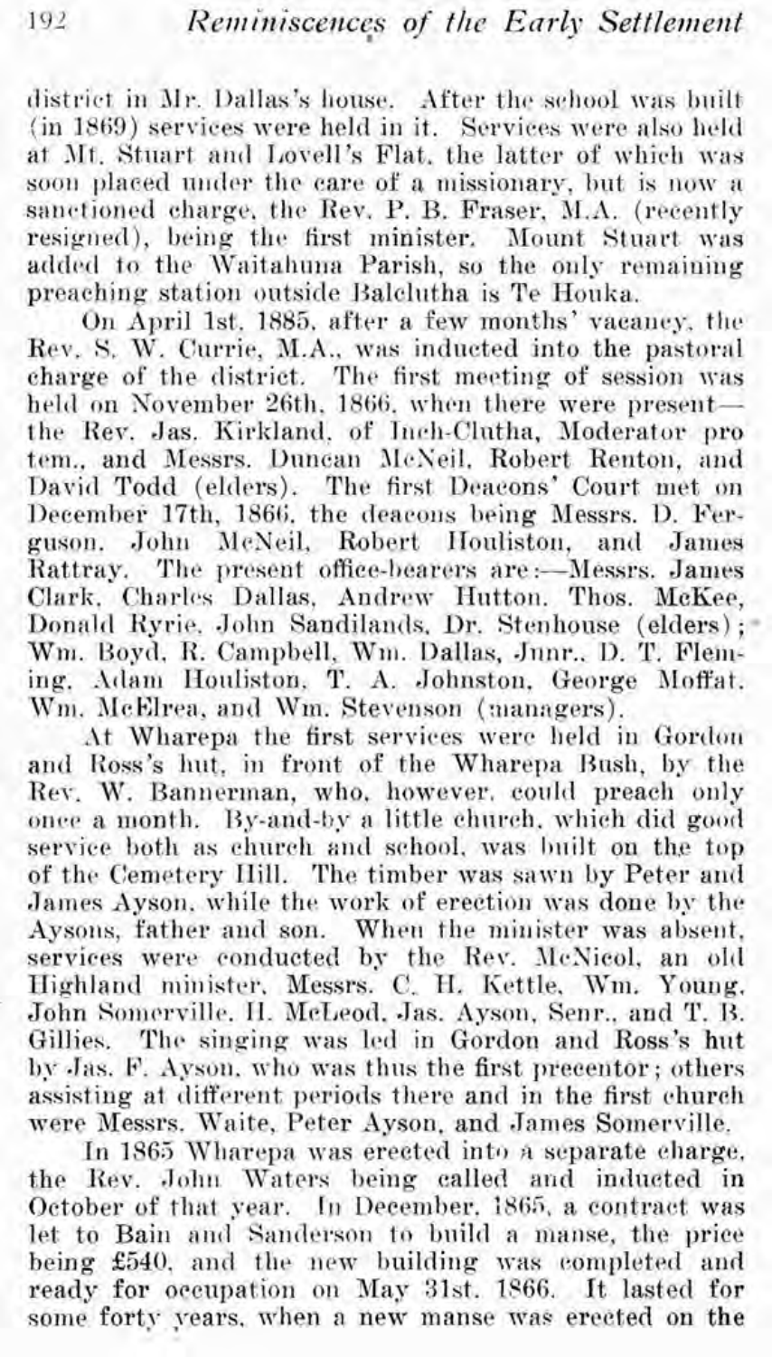district in Mr. Dallas's house. After the school was built (in 1869) services were held in it. Services were also held at Mt. Stuart and Lovell's Flat, the latter of which was soon placed under the care of a missionary, but is now a sanctioned charge, the Rev. P. B. Fraser, M.A. (recently resigned), being the first minister. Mount Stuart was added to the Waitahuna Parish, so the only remaining preaching station outside Balclutha is Te Houka.

On April 1st, 1885, after a few months' vacancy, the Rev. S. W. Currie, M.A., was inducted into the pastoral charge of the district. The first meeting of session was held on November 26th, 1866, when there were present—the Rev. Jas. Kirkland, of Inch-Clutha, Moderator pro tem., and Messrs. Duncan McNeil, Robert Renton, and David Todd (elders). The first Deacons' Court met on December 17th, 1866, the deacons being Messrs. D. Ferguson, John McNeil, Robert Houliston, and James Rattray. The present office-bearers are:—Messrs. James Clark, Charles Dallas, Andrew Hutton, Thos. McKee, Donald Ryrie, John Sandilands, Dr. Stenhouse (elders); Wm. Boyd, R. Campbell, Wm. Dallas, Junr., D. T. Fleming, Adam Houliston, T. A. Johnston, George Moffat, Wm. McElrea, and Wm. Stevenson (managers).

At Wharepa the first services were held in Gordon and Ross's hut, in front of the Wharepa Bush, by the Rev. W. Bannerman, who, however, could preach only once a month. By-and-by a little church, which did good service both as church and school, was built on the top of the Cemetery Hill. The timber was sawn by Peter and James Ayson, while the work of erection was done by the Aysons, father and son. When the minister was absent, services were conducted by the Rev. McNicol, an old Highland minister, Messrs. C. H. Kettle, Wm. Young, John Somerville, H. McLeod, Jas. Ayson, Senr., and T. B. Gillies. The singing was led in Gordon and Ross's hut by Jas. F. Ayson, who was thus the first precentor; others assisting at different periods there and in the first church were Messrs. Waite, Peter Ayson, and James Somerville.

In 1865 Wharepa was erected into a separate charge, the Rev. John Waters being called and inducted in October of that year. In December, 1865, a contract was let to Bain and Sanderson to build a manse, the price being £540, and the new building was completed and ready for occupation on May 31st, 1866. It lasted for some forty years, when a new manse was erected on the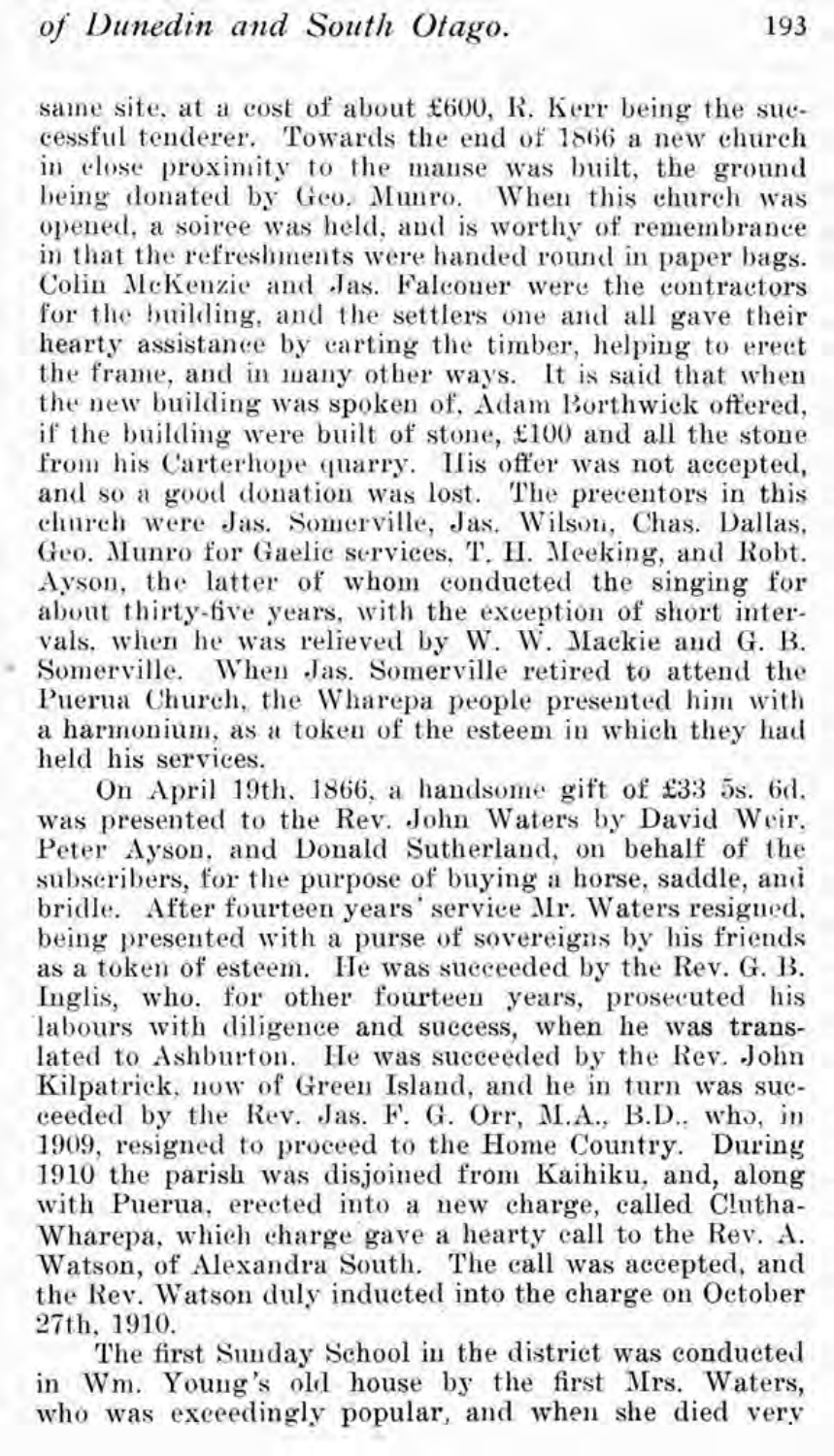same site, at a cost of about £600, R. Kerr being the successful tenderer. Towards the end of 1866 a new church in close proximity to the manse was built, the ground being donated by Geo. Munro. When this church was opened, a soiree was held, and is worthy of remembrance in that the refreshments were handed round in paper bags. Colin McKenzie and Jas. Falconer were the contractors for the building, and the settlers one and all gave their hearty assistance by carting the timber, helping to erect the frame, and in many other ways. It is said that when the new building was spoken of, Adam Borthwick offered, if the building were built of stone, £100 and all the stone from his Carterhope quarry. His offer was not accepted, and so a good donation was lost. The precentors in this church were Jas. Somerville, Jas. Wilson, Chas. Dallas, Geo. Munro for Gaelic services, T. H. Meeking, and Robt. Ayson, the latter of whom conducted the singing for about thirty-five years, with the exception of short intervals, when he was relieved by W. W. Mackie and G. B. Somerville. When Jas. Somerville retired to attend the Puerua Church, the Wharepa people presented him with a harmonium, as a token of the esteem in which they had held his services.

On April 19th, 1866, a handsome gift of £33 5s. 6d. was presented to the Rev. John Waters by David Weir, Peter Ayson, and Donald Sutherland, on behalf of the subscribers, for the purpose of buying a horse, saddle, and bridle. After fourteen years' service Mr. Waters resigned, being presented with a purse of sovereigns by his friends as a token of esteem. He was succeeded by the Rev. G. B. Inglis, who, for other fourteen years, prosecuted his labours with diligence and success, when he was translated to Ashburton. He was succeeded by the Rev. John Kilpatrick, now of Green Island, and he in turn was succeeded by the Rev. Jas. F. G. Orr, M.A., B.D., who, in 1909, resigned to proceed to the Home Country. During 1910 the parish was disjoined from Kaihiku, and, along with Puerua, erected into a new charge, called Clutha-Wharepa, which charge gave a hearty call to the Rev. A. Watson, of Alexandra South. The call was accepted, and the Rev. Watson duly inducted into the charge on October 27th, 1910.

The first Sunday School in the district was conducted in Wm. Young's old house by the first Mrs. Waters, who was exceedingly popular, and when she died very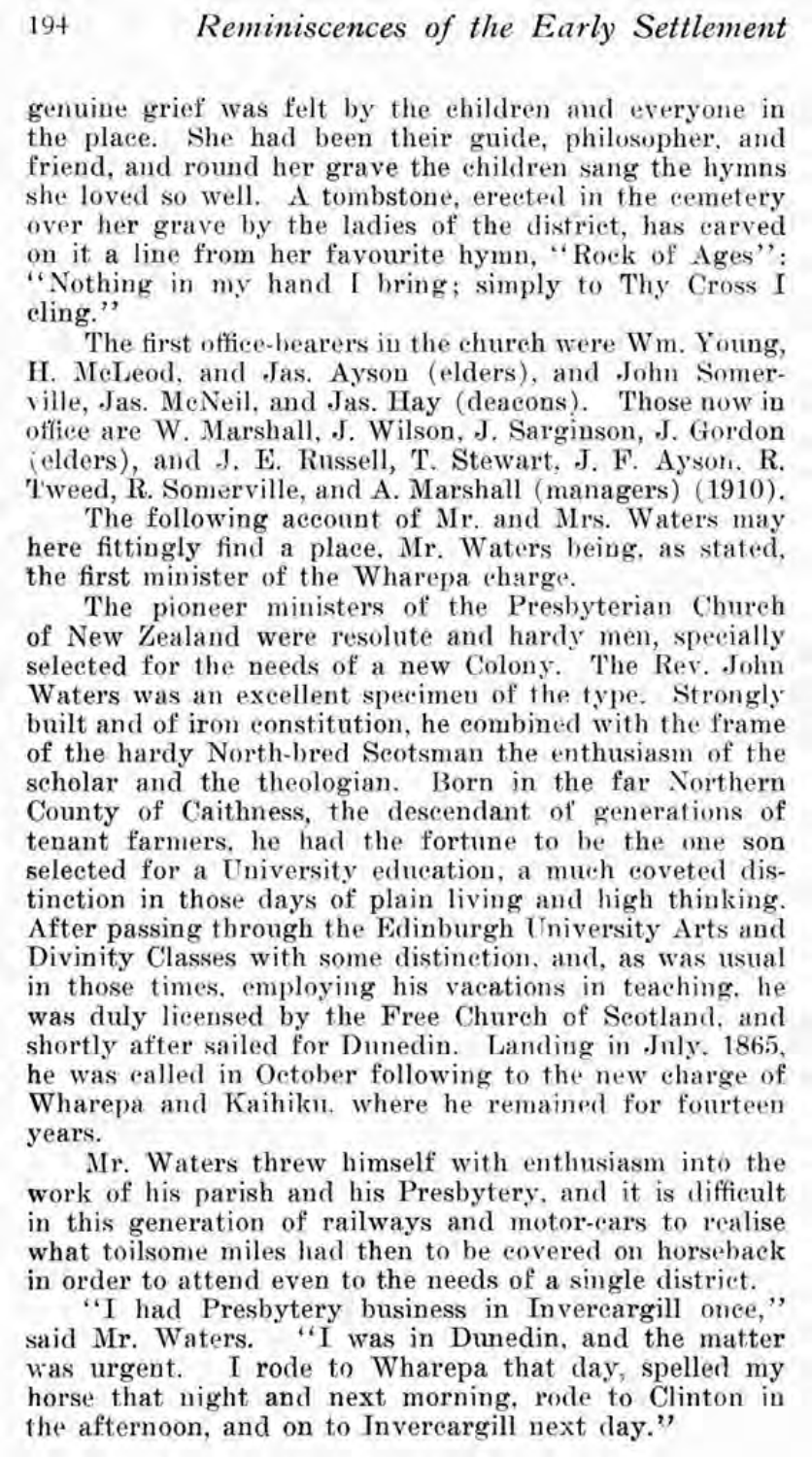genuine grief was felt by the children and everyone in the place. She had been their guide, philosopher, and friend, and round her grave the children sang the hymns she loved so well. A tombstone, erected in the cemetery over her grave by the ladies of the district, has carved on it a line from her favourite hymn, "Rock of Ages": "Nothing in my hand I bring; simply to Thy Cross I cling."

The first office-bearers in the church were Wm. Young, H. McLeod, and Jas. Ayson (elders), and John Somerville, Jas. McNeil, and Jas. Hay (deacons). Those now in office are W. Marshall, J. Wilson, J. Sarginson, J. Gordon (elders), and J. E. Russell, T. Stewart, J. F. Ayson, R. Tweed, R. Somerville, and A. Marshall (managers) (1910).

The following account of Mr. and Mrs. Waters may here fittingly find a place, Mr. Waters being, as stated, the first minister of the Wharepa charge.

The pioneer ministers of the Presbyterian Church of New Zealand were resolute and hardy men, specially selected for the needs of a new Colony. The Rev. John Waters was an excellent specimen of the type. Strongly built and of iron constitution, he combined with the frame of the hardy North-bred Scotsman the enthusiasm of the scholar and the theologian. Born in the far Northern County of Caithness, the descendant of generations of tenant farmers, he had the fortune to be the one son selected for a University education, a much coveted distinction in those days of plain living and high thinking. After passing through the Edinburgh University Arts and Divinity Classes with some distinction, and, as was usual in those times, employing his vacations in teaching, he was duly licensed by the Free Church of Scotland, and shortly after sailed for Dunedin. Landing in July, 1865, he was called in October following to the new charge of Wharepa and Kaihiku, where he remained for fourteen years.

Mr. Waters threw himself with enthusiasm into the work of his parish and his Presbytery, and it is difficult in this generation of railways and motor-cars to realise what toilsome miles had then to be covered on horseback in order to attend even to the needs of a single district.

"I had Presbytery business in Invercargill once," said Mr. Waters. "I was in Dunedin, and the matter was urgent. I rode to Wharepa that day, spelled my horse that night and next morning, rode to Clinton in the afternoon, and on to Invercargill next day."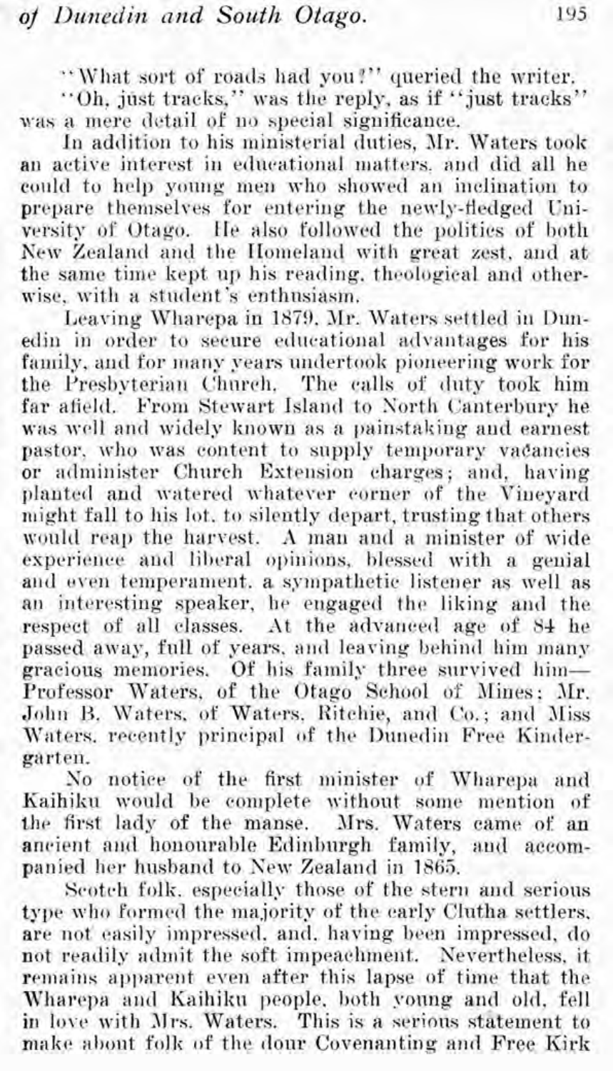"What sort of roads had you?" queried the writer.

"Oh, just tracks," was the reply, as if "just tracks" was a mere detail of no special significance.

In addition to his ministerial duties, Mr. Waters took an active interest in educational matters, and did all he could to help young men who showed an inclination to prepare themselves for entering the newly-fledged University of Otago. He also followed the politics of both New Zealand and the Homeland with great zest, and at the same time kept up his reading, theological and otherwise, with a student's enthusiasm.

Leaving Wharepa in 1879, Mr. Waters settled in Dunedin in order to secure educational advantages for his family, and for many years undertook pioneering work for the Presbyterian Church. The calls of duty took him far afield. From Stewart Island to North Canterbury he was well and widely known as a painstaking and earnest pastor, who was content to supply temporary vacancies or administer Church Extension charges; and, having planted and watered whatever corner of the Vineyard might fall to his lot, to silently depart, trusting that others would reap the harvest. A man and a minister of wide experience and liberal opinions, blessed with a genial and even temperament, a sympathetic listener as well as an interesting speaker, he engaged the liking and the respect of all classes. At the advanced age of 84 he passed away, full of years, and leaving behind him many gracious memories. Of his family three survived him—Professor Waters, of the Otago School of Mines; Mr. John B. Waters, of Waters, Ritchie, and Co.; and Miss Waters, recently principal of the Dunedin Free Kindergarten.

No notice of the first minister of Wharepa and Kaihiku would be complete without some mention of the first lady of the manse. Mrs. Waters came of an ancient and honourable Edinburgh family, and accompanied her husband to New Zealand in 1865.

Scotch folk, especially those of the stern and serious type who formed the majority of the early Clutha settlers, are not easily impressed, and, having been impressed, do not readily admit the soft impeachment. Nevertheless, it remains apparent even after this lapse of time that the Wharepa and Kaihiku people, both young and old, fell in love with Mrs. Waters. This is a serious statement to make about folk of the dour Covenanting and Free Kirk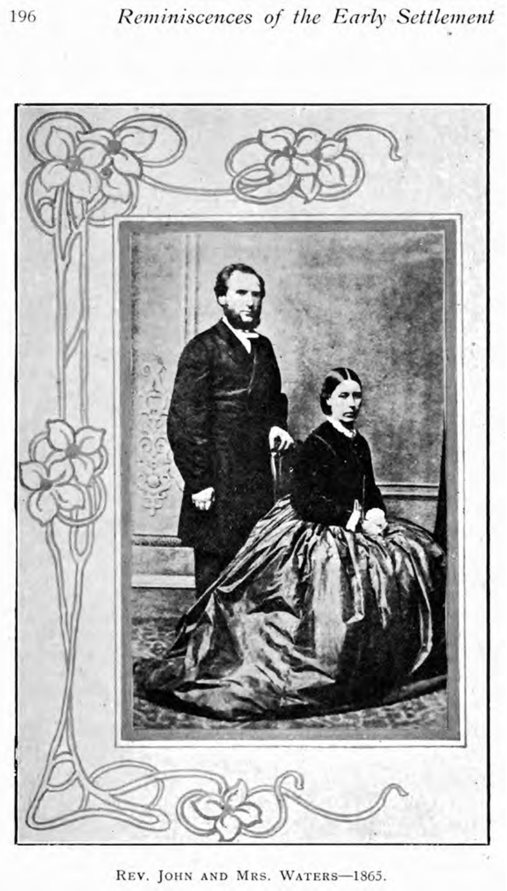REV. JOHN AND MRS. WATERS—1865.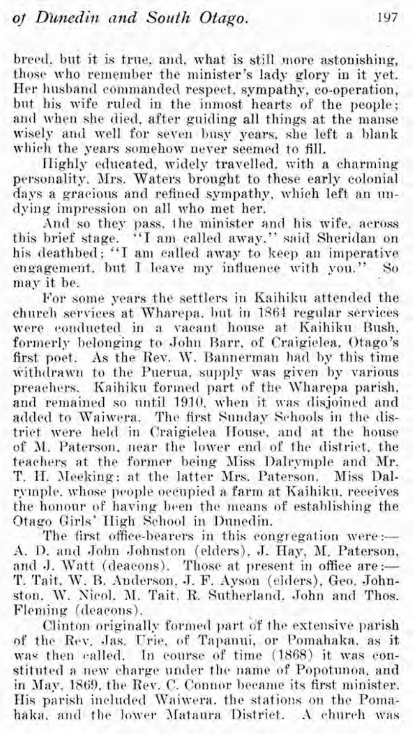breed, but it is true, and, what is still more astonishing, those who remember the minister's lady glory in it yet. Her husband commanded respect, sympathy, co-operation, but his wife ruled in the inmost hearts of the people; and when she died, after guiding all things at the manse wisely and well for seven busy years, she left a blank which the years somehow never seemed to fill.

Highly educated, widely travelled, with a charming personality, Mrs. Waters brought to these early colonial days a gracious and refined sympathy, which left an undying impression on all who met her.

And so they pass, the minister and his wife, across this brief stage. "I am called away," said Sheridan on his deathbed; "I am called away to keep an imperative engagement, but I leave my influence with you." So may it be.

For some years the settlers in Kaihiku attended the church services at Wharepa, but in 1864 regular services were conducted in a vacant house at Kaihiku Bush, formerly belonging to John Barr, of Craigielea, Otago's first poet. As the Rev. W. Bannerman had by this time withdrawn to the Puerua, supply was given by various preachers. Kaihiku formed part of the Wharepa parish, and remained so until 1910, when it was disjoined and added to Waiwera. The first Sunday Schools in the district were held in Craigielea House, and at the house of M. Paterson, near the lower end of the district, the teachers at the former being Miss Dalrymple and Mr. T. H. Meeking; at the latter Mrs. Paterson. Miss Dalrymple, whose people occupied a farm at Kaihiku, receives the honour of having been the means of establishing the Otago Girls' High School in Dunedin.

The first office-bearers in this congregation were:—A. D. and John Johnston (elders), J. Hay, M. Paterson, and J. Watt (deacons). Those at present in office are:—T. Tait, W. B. Anderson, J. F. Ayson (elders), Geo. Johnston, W. Nicol, M. Tait, R. Sutherland, John and Thos. Fleming (deacons).

Clinton originally formed part of the extensive parish of the Rev. Jas. Urie, of Tapanui, or Pomahaka, as it was then called. In course of time (1868) it was constituted a new charge under the name of Popotunoa, and in May, 1869, the Rev. C. Connor became its first minister. His parish included Waiwera, the stations on the Pomahaka, and the lower Mataura District. A church was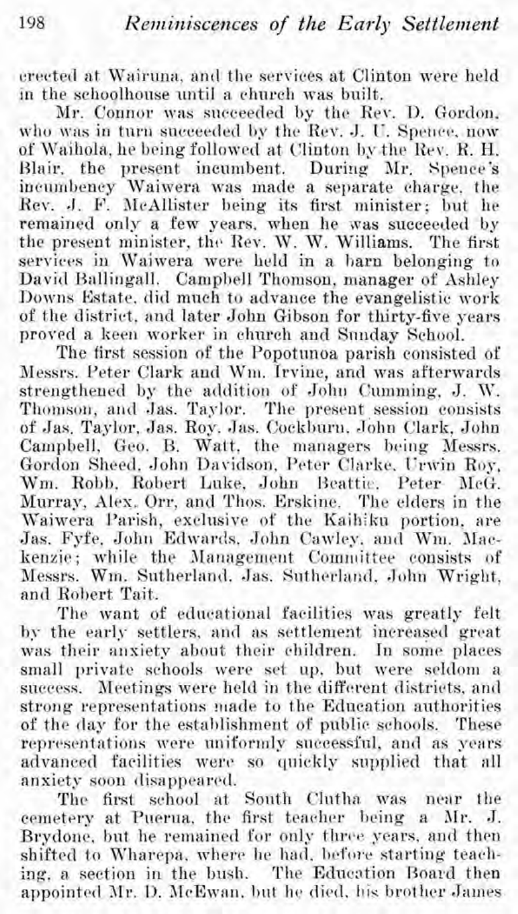erected at Wairuna, and the services at Clinton were held in the schoolhouse until a church was built.

Mr. Connor was succeeded by the Rev. D. Gordon, who was in turn succeeded by the Rev. J. U. Spence, now of Waihola, he being followed at Clinton by the Rev. R. H. Blair, the present incumbent. During Mr. Spence's incumbency Waiwera was made a separate charge, the Rev. J. F. McAllister being its first minister; but he remained only a few years, when he was succeeded by the present minister, the Rev. W. W. Williams. The first services in Waiwera were held in a barn belonging to David Ballingall. Campbell Thomson, manager of Ashley Downs Estate, did much to advance the evangelistic work of the district, and later John Gibson for thirty-five years proved a keen worker in church and Sunday School.

The first session of the Popotunoa parish consisted of Messrs. Peter Clark and Wm. Irvine, and was afterwards strengthened by the addition of John Cumming, J. W. Thomson, and Jas. Taylor. The present session consists of Jas. Taylor, Jas. Roy, Jas. Cockburn, John Clark, John Campbell, Geo. B. Watt, the managers being Messrs. Gordon Sheed, John Davidson, Peter Clarke, Urwin Roy, Wm. Robb, Robert Luke, John Beattie, Peter McG. Murray, Alex. Orr, and Thos. Erskine. The elders in the Waiwera Parish, exclusive of the Kaihiku portion, are Jas. Fyfe, John Edwards, John Cawley, and Wm. Mackenzie; while the Management Committee consists of Messrs. Wm. Sutherland, Jas. Sutherland, John Wright, and Robert Tait.

The want of educational facilities was greatly felt by the early settlers, and as settlement increased great was their anxiety about their children. In some places small private schools were set up, but were seldom a success. Meetings were held in the different districts, and strong representations made to the Education authorities of the day for the establishment of public schools. These representations were uniformly successful, and as years advanced facilities were so quickly supplied that all anxiety soon disappeared.

The first school at South Clutha was near the cemetery at Puerua, the first teacher being a Mr. J. Brydone, but he remained for only three years, and then shifted to Wharepa, where he had, before starting teaching, a section in the bush. The Education Board then appointed Mr. D. McEwan, but he died, his brother James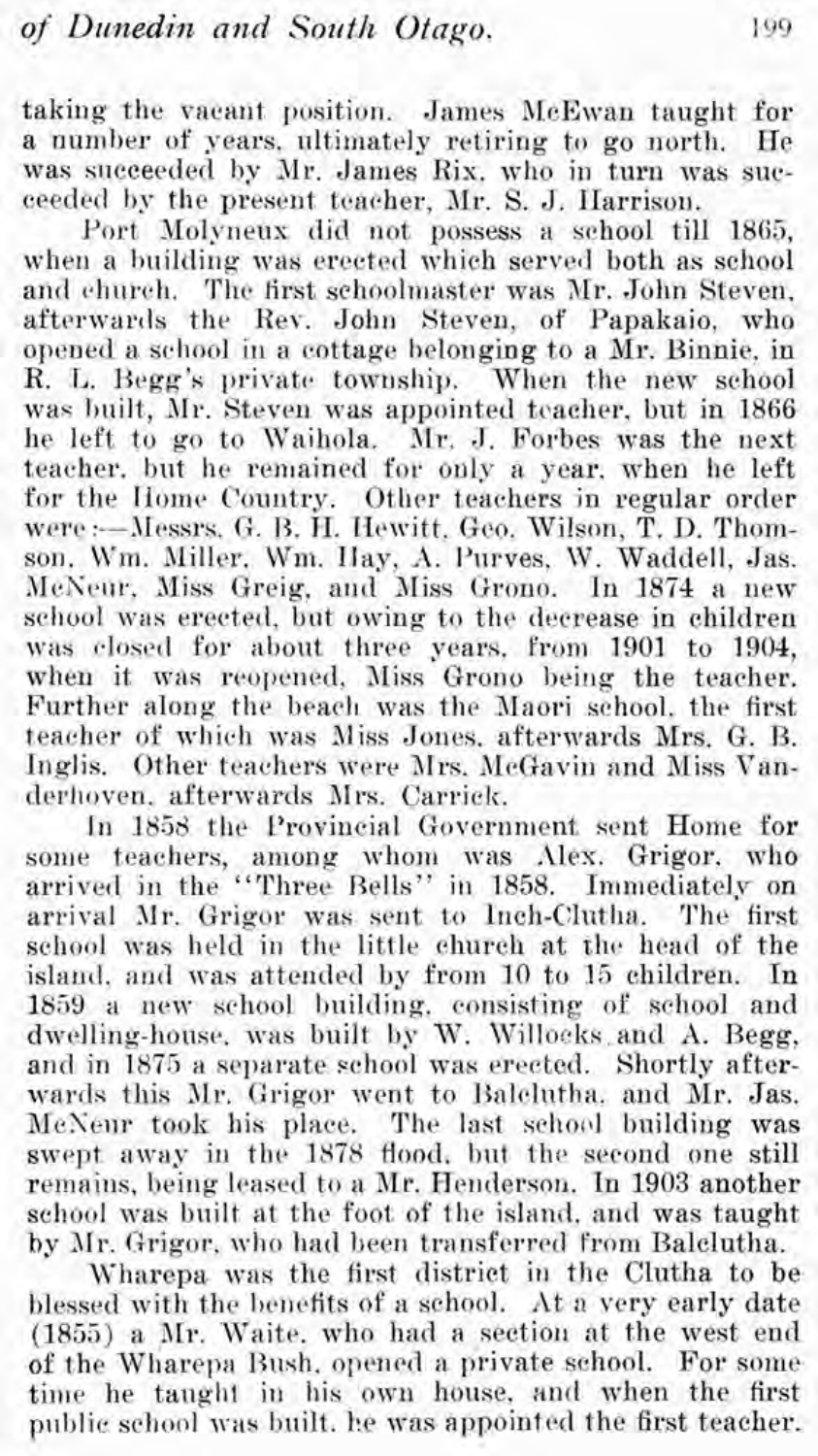taking the vacant position. James McEwan taught for a number of years, ultimately retiring to go north. He was succeeded by Mr. James Rix, who in turn was succeeded by the present teacher, Mr. S. J. Harrison.

Port Molyneux did not possess a school till 1865, when a building was erected which served both as school and church. The first schoolmaster was Mr. John Steven, afterwards the Rev. John Steven, of Papakaio, who opened a school in a cottage belonging to a Mr. Binnie, in R. L. Begg's private township. When the new school was built, Mr. Steven was appointed teacher, but in 1866 he left to go to Waihola. Mr. J. Forbes was the next teacher, but he remained for only a year, when he left for the Home Country. Other teachers in regular order were:—Messrs. G. B. H. Hewitt, Geo. Wilson, T. D. Thomson, Wm. Miller, Wm. Hay, A. Purves, W. Waddell, Jas. McNeur, Miss Greig, and Miss Grono. In 1874 a new school was erected, but owing to the decrease in children was closed for about three years, from 1901 to 1904, when it was reopened, Miss Grono being the teacher. Further along the beach was the Maori school, the first teacher of which was Miss Jones, afterwards Mrs. G. B. Inglis. Other teachers were Mrs. McGavin and Miss Vanderhoven, afterwards Mrs. Carrick.

In 1858 the Provincial Government sent Home for some teachers, among whom was Alex. Grigor, who arrived in the "Three Bells" in 1858. Immediately on arrival Mr. Grigor was sent to Inch-Clutha. The first school was held in the little church at the head of the island, and was attended by from 10 to 15 children. In 1859 a new school building, consisting of school and dwelling-house, was built by W. Willocks and A. Begg, and in 1875 a separate school was erected. Shortly afterwards this Mr. Grigor went to Balclutha, and Mr. Jas. McNeur took his place. The last school building was swept away in the 1878 flood, but the second one still remains, being leased to a Mr. Henderson. In 1903 another school was built at the foot of the island, and was taught by Mr. Grigor, who had been transferred from Balclutha.

Wharepa was the first district in the Clutha to be blessed with the benefits of a school. At a very early date (1855) a Mr. Waite, who had a section at the west end of the Wharepa Bush, opened a private school. For some time he taught in his own house, and when the first public school was built, he was appointed the first teacher.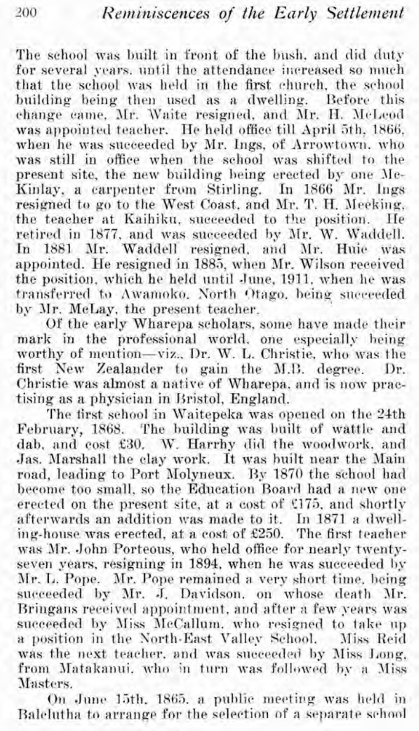The school was built in front of the bush, and did duty for several years, until the attendance increased so much that the school was held in the first church, the school building being then used as a dwelling. Before this change came, Mr. Waite resigned, and Mr. H. McLeod was appointed teacher. He held office till April 5th, 1866, when he was succeeded by Mr. Ings, of Arrowtown, who was still in office when the school was shifted to the present site, the new building being erected by one McKinlay, a carpenter from Stirling. In 1866 Mr. Ings resigned to go to the West Coast, and Mr. T. H. Meeking, the teacher at Kaihiku, succeeded to the position. He retired in 1877, and was succeeded by Mr. W. Waddell. In 1881 Mr. Waddell resigned, and Mr. Huie was appointed. He resigned in 1885, when Mr. Wilson received the position, which he held until June, 1911, when he was transferred to Awamoko, North Otago, being succeeded by Mr. McLay, the present teacher.

Of the early Wharepa scholars, some have made their mark in the professional world, one especially being worthy of mention—viz., Dr. W. L. Christie, who was the first New Zealander to gain the M.B. degree. Dr. Christie was almost a native of Wharepa, and is now practising as a physician in Bristol, England.

The first school in Waitepeka was opened on the 24th February, 1868. The building was built of wattle and dab, and cost £30. W. Harrhy did the woodwork, and Jas. Marshall the clay work. It was built near the Main road, leading to Port Molyneux. By 1870 the school had become too small, so the Education Board had a new one erected on the present site, at a cost of £175, and shortly afterwards an addition was made to it. In 1871 a dwelling-house was erected, at a cost of £250. The first teacher was Mr. John Porteous, who held office for nearly twenty-seven years, resigning in 1894, when he was succeeded by Mr. L. Pope. Mr. Pope remained a very short time, being succeeded by Mr. J. Davidson, on whose death Mr. Bringans received appointment, and after a few years was succeeded by Miss McCallum, who resigned to take up a position in the North-East Valley School. Miss Reid was the next teacher, and was succeeded by Miss Long, from Matakanui, who in turn was followed by a Miss Masters.

On June 15th, 1865, a public meeting was held in Balclutha to arrange for the selection of a separate school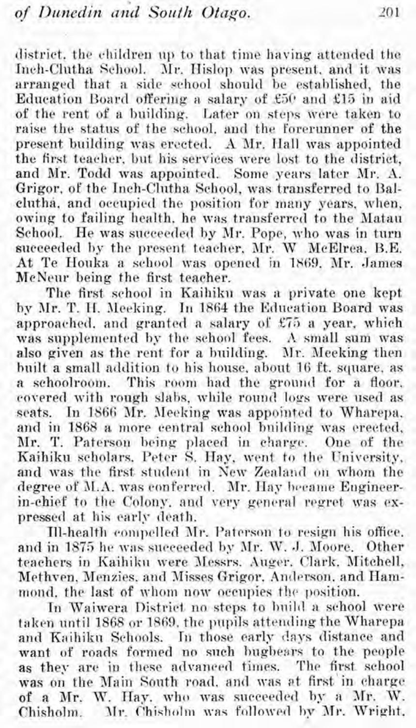district, the children up to that time having attended the Inch-Clutha School. Mr. Hislop was present, and it was arranged that a side school should be established, the Education Board offering a salary of £50 and £15 in aid of the rent of a building. Later on steps were taken to raise the status of the school, and the forerunner of the present building was erected. A Mr. Hall was appointed the first teacher, but his services were lost to the district, and Mr. Todd was appointed. Some years later Mr. A. Grigor, of the Inch-Clutha School, was transferred to Balclutha, and occupied the position for many years, when, owing to failing health, he was transferred to the Matau School. He was succeeded by Mr. Pope, who was in turn succeeded by the present teacher, Mr. W McElrea, B.E. At Te Houka a school was opened in 1869, Mr. James McNeur being the first teacher.

The first school in Kaihiku was a private one kept by Mr. T. H. Meeking. In 1864 the Education Board was approached, and granted a salary of £75 a year, which was supplemented by the school fees. A small sum was also given as the rent for a building. Mr. Meeking then built a small addition to his house, about 16 ft. square, as a schoolroom. This room had the ground for a floor, covered with rough slabs, while round logs were used as seats. In 1866 Mr. Meeking was appointed to Wharepa, and in 1868 a more central school building was erected, Mr. T. Paterson being placed in charge. One of the Kaihiku scholars, Peter S. Hay, went to the University, and was the first student in New Zealand on whom the degree of M.A. was conferred. Mr. Hay became Engineer-in-chief to the Colony, and very general regret was expressed at his early death.

Ill-health compelled Mr. Paterson to resign his office, and in 1875 he was succeeded by Mr. W. J. Moore. Other teachers in Kaihiku were Messrs. Auger, Clark, Mitchell, Methven, Menzies, and Misses Grigor, Anderson, and Hammond, the last of whom now occupies the position.

In Waiwera District no steps to build a school were taken until 1868 or 1869, the pupils attending the Wharepa and Kaihiku Schools. In those early days distance and want of roads formed no such bugbears to the people as they are in these advanced times. The first school was on the Main South road, and was at first in charge of a Mr. W. Hay, who was succeeded by a Mr. W. Chisholm. Mr. Chisholm was followed by Mr. Wright,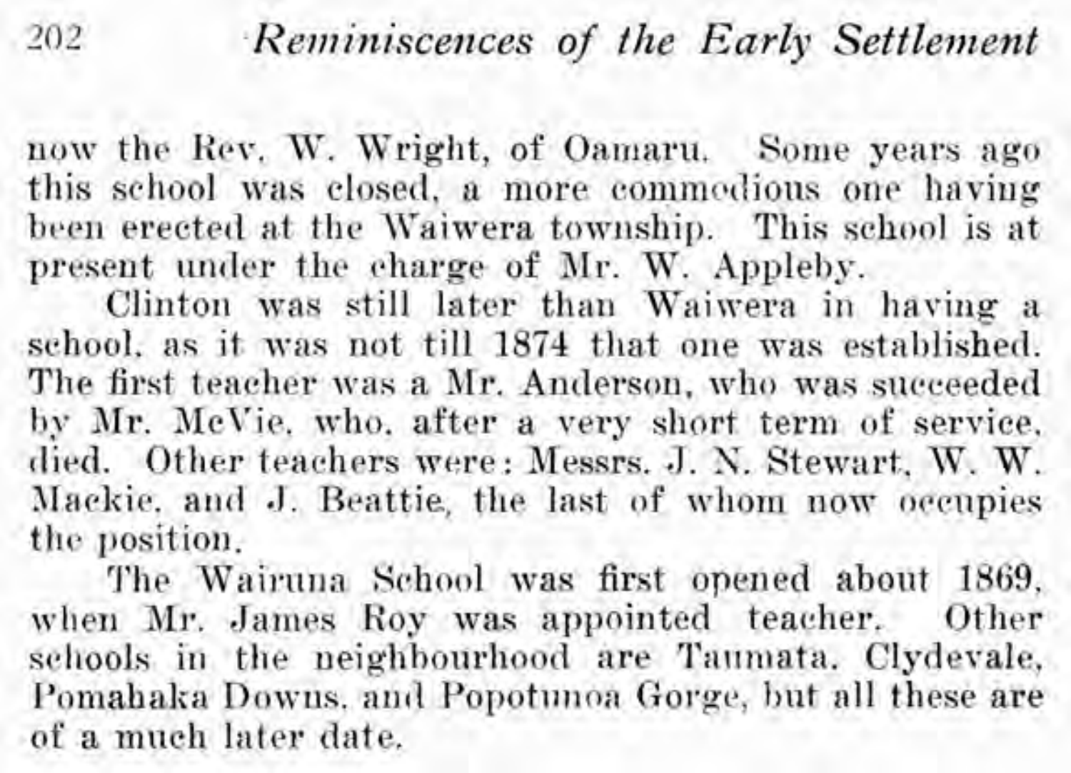now the Rev. W. Wright, of Oamaru. Some years ago this school was closed, a more commodious one having been erected at the Waiwera township. This school is at present under the charge of Mr. W. Appleby.

Clinton was still later than Waiwera in having a school, as it was not till 1874 that one was established. The first teacher was a Mr. Anderson, who was succeeded by Mr. McVie, who, after a very short term of service, died. Other teachers were: Messrs. J. N. Stewart, W. W. Mackie, and J. Beattie, the last of whom now occupies the position.

The Wairuna School was first opened about 1869, when Mr. James Roy was appointed teacher. Other schools in the neighbourhood are Taumata, Clydevale, Pomahaka Downs, and Popotunoa Gorge, but all these are of a much later date.